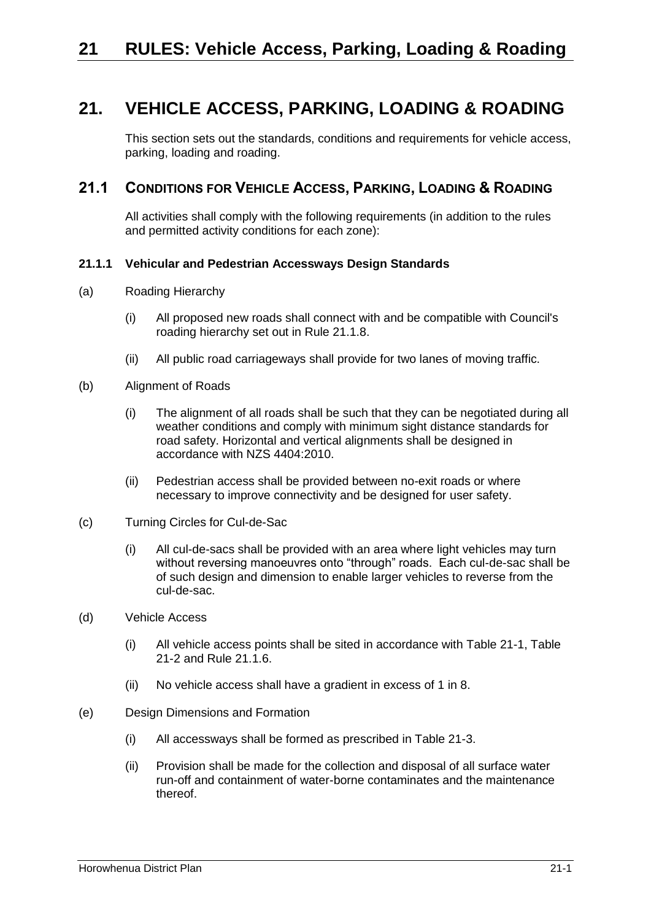# 21. VEHICLE ACCESS, PARKING, LOADING & ROADING

This section sets out the standards, conditions and requirements for vehicle access, parking, loading and roading.

## 21.1 CONDITIONS FOR VEHICLE ACCESS, PARKING, LOADING & ROADING

All activities shall comply with the following requirements (in addition to the rules and permitted activity conditions for each zone):

### 21.1.1 Vehicular and Pedestrian Accessways Design Standards

(a) Roading Hierarchy

(i) All proposed new roads shall connect with and be compatible with Council's roading hierarchy set out in Rule 21.1.8.

(ii) All public road carriageways shall provide for two lanes of moving traffic.

(b) Alignment of Roads

(i) The alignment of all roads shall be such that they can be negotiated during all weather conditions and comply with minimum sight distance standards for road safety. Horizontal and vertical alignments shall be designed in accordance with NZS 4404:2010.

(ii) Pedestrian access shall be provided between no-exit roads or where necessary to improve connectivity and be designed for user safety.

(c) Turning Circles for Cul-de-Sac

(i) All cul-de-sacs shall be provided with an area where light vehicles may turn without reversing manoeuvres onto "through" roads. Each cul-de-sac shall be of such design and dimension to enable larger vehicles to reverse from the cul-de-sac.

(d) Vehicle Access

(i) All vehicle access points shall be sited in accordance with Table 21-1, Table 21-2 and Rule 21.1.6.

(ii) No vehicle access shall have a gradient in excess of 1 in 8.

(e) Design Dimensions and Formation

(i) All accessways shall be formed as prescribed in Table 21-3.

(ii) Provision shall be made for the collection and disposal of all surface water run-off and containment of water-borne contaminates and the maintenance thereof.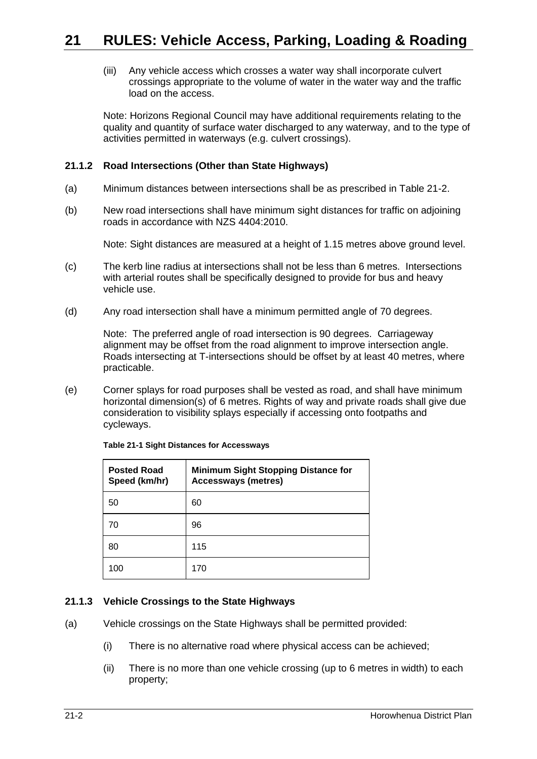(iii) Any vehicle access which crosses a water way shall incorporate culvert crossings appropriate to the volume of water in the water way and the traffic load on the access.

Note: Horizons Regional Council may have additional requirements relating to the quality and quantity of surface water discharged to any waterway, and to the type of activities permitted in waterways (e.g. culvert crossings).

### 21.1.2 Road Intersections (Other than State Highways)

(a) Minimum distances between intersections shall be as prescribed in Table 21-2.

(b) New road intersections shall have minimum sight distances for traffic on adjoining roads in accordance with NZS 4404:2010.

Note: Sight distances are measured at a height of 1.15 metres above ground level.

(c) The kerb line radius at intersections shall not be less than 6 metres. Intersections with arterial routes shall be specifically designed to provide for bus and heavy vehicle use.

(d) Any road intersection shall have a minimum permitted angle of 70 degrees.

Note: The preferred angle of road intersection is 90 degrees. Carriageway alignment may be offset from the road alignment to improve intersection angle. Roads intersecting at T-intersections should be offset by at least 40 metres, where practicable.

(e) Corner splays for road purposes shall be vested as road, and shall have minimum horizontal dimension(s) of 6 metres. Rights of way and private roads shall give due consideration to visibility splays especially if accessing onto footpaths and cycleways.

**Table 21-1 Sight Distances for Accessways**

| Posted Road Speed (km/hr) | Minimum Sight Stopping Distance for Accessways (metres) |
|---|---|
| 50 | 60 |
| 70 | 96 |
| 80 | 115 |
| 100 | 170 |

### 21.1.3 Vehicle Crossings to the State Highways

(a) Vehicle crossings on the State Highways shall be permitted provided:

(i) There is no alternative road where physical access can be achieved;

(ii) There is no more than one vehicle crossing (up to 6 metres in width) to each property;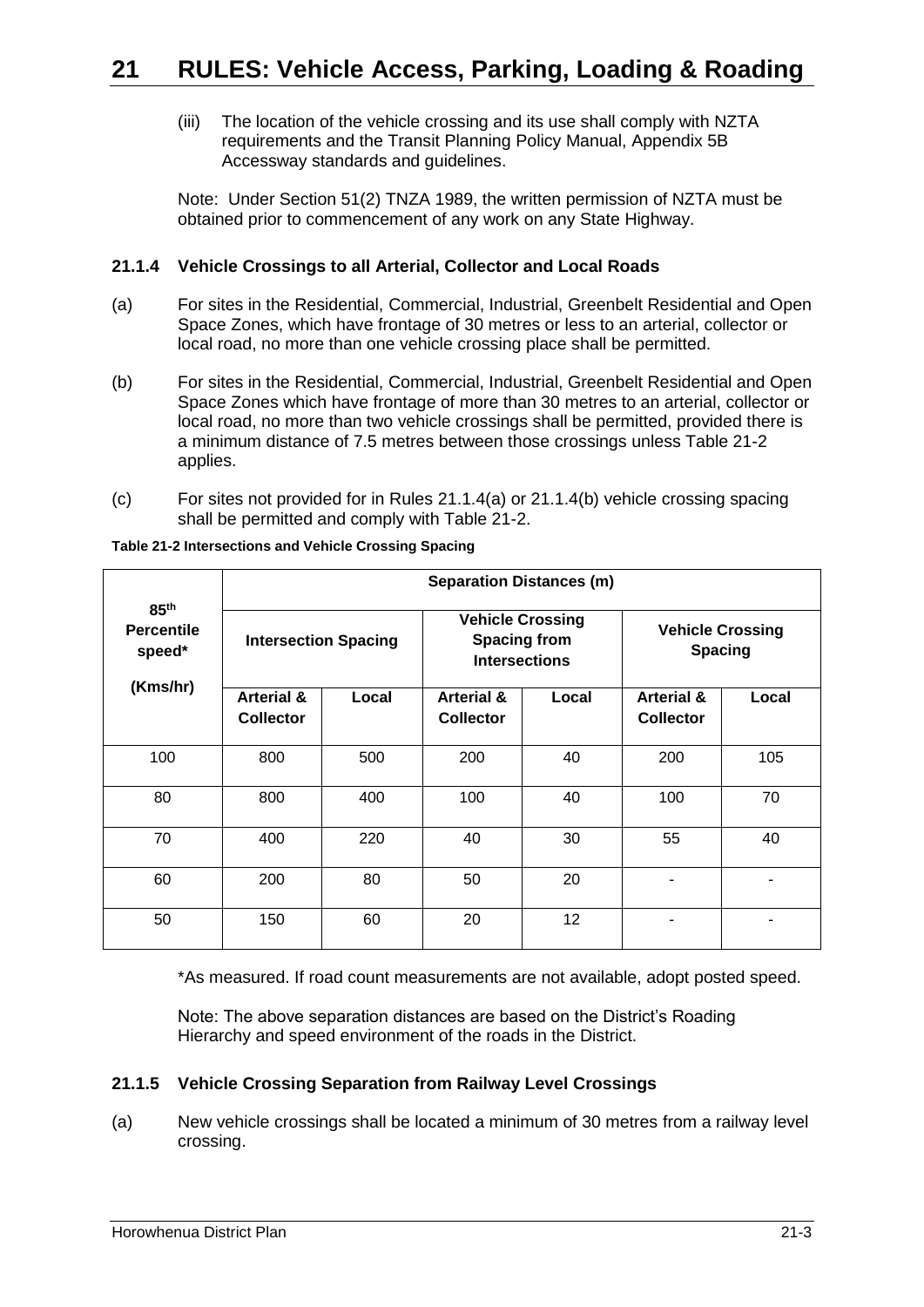(iii) The location of the vehicle crossing and its use shall comply with NZTA requirements and the Transit Planning Policy Manual, Appendix 5B Accessway standards and guidelines.

Note: Under Section 51(2) TNZA 1989, the written permission of NZTA must be obtained prior to commencement of any work on any State Highway.

### 21.1.4 Vehicle Crossings to all Arterial, Collector and Local Roads

(a) For sites in the Residential, Commercial, Industrial, Greenbelt Residential and Open Space Zones, which have frontage of 30 metres or less to an arterial, collector or local road, no more than one vehicle crossing place shall be permitted.

(b) For sites in the Residential, Commercial, Industrial, Greenbelt Residential and Open Space Zones which have frontage of more than 30 metres to an arterial, collector or local road, no more than two vehicle crossings shall be permitted, provided there is a minimum distance of 7.5 metres between those crossings unless Table 21-2 applies.

(c) For sites not provided for in Rules 21.1.4(a) or 21.1.4(b) vehicle crossing spacing shall be permitted and comply with Table 21-2.

**Table 21-2 Intersections and Vehicle Crossing Spacing**

| 85th Percentile speed* (Kms/hr) | Separation Distances (m) | | | | | |
|---|---|---|---|---|---|---|
| | Intersection Spacing | | Vehicle Crossing Spacing from Intersections | | Vehicle Crossing Spacing | |
| | Arterial & Collector | Local | Arterial & Collector | Local | Arterial & Collector | Local |
| 100 | 800 | 500 | 200 | 40 | 200 | 105 |
| 80 | 800 | 400 | 100 | 40 | 100 | 70 |
| 70 | 400 | 220 | 40 | 30 | 55 | 40 |
| 60 | 200 | 80 | 50 | 20 | - | - |
| 50 | 150 | 60 | 20 | 12 | - | - |

*As measured. If road count measurements are not available, adopt posted speed.

Note: The above separation distances are based on the District's Roading Hierarchy and speed environment of the roads in the District.

### 21.1.5 Vehicle Crossing Separation from Railway Level Crossings

(a) New vehicle crossings shall be located a minimum of 30 metres from a railway level crossing.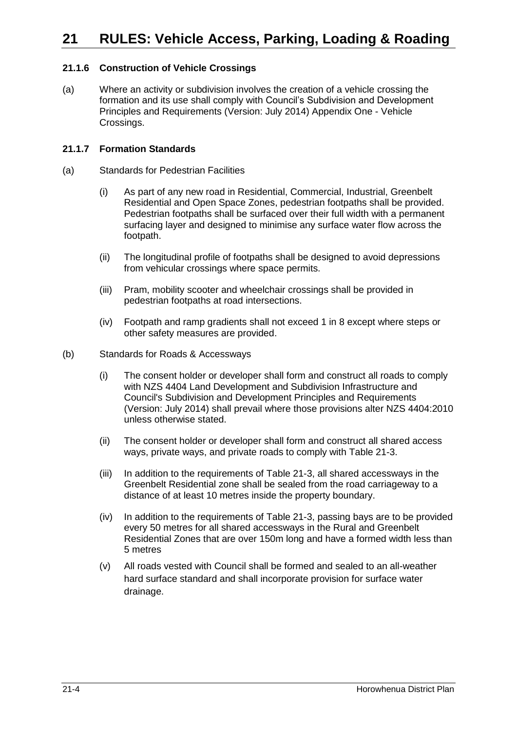# 21 RULES: Vehicle Access, Parking, Loading & Roading

### 21.1.6 Construction of Vehicle Crossings

(a) Where an activity or subdivision involves the creation of a vehicle crossing the formation and its use shall comply with Council's Subdivision and Development Principles and Requirements (Version: July 2014) Appendix One - Vehicle Crossings.

### 21.1.7 Formation Standards

(a) Standards for Pedestrian Facilities

(i) As part of any new road in Residential, Commercial, Industrial, Greenbelt Residential and Open Space Zones, pedestrian footpaths shall be provided. Pedestrian footpaths shall be surfaced over their full width with a permanent surfacing layer and designed to minimise any surface water flow across the footpath.

(ii) The longitudinal profile of footpaths shall be designed to avoid depressions from vehicular crossings where space permits.

(iii) Pram, mobility scooter and wheelchair crossings shall be provided in pedestrian footpaths at road intersections.

(iv) Footpath and ramp gradients shall not exceed 1 in 8 except where steps or other safety measures are provided.

(b) Standards for Roads & Accessways

(i) The consent holder or developer shall form and construct all roads to comply with NZS 4404 Land Development and Subdivision Infrastructure and Council's Subdivision and Development Principles and Requirements (Version: July 2014) shall prevail where those provisions alter NZS 4404:2010 unless otherwise stated.

(ii) The consent holder or developer shall form and construct all shared access ways, private ways, and private roads to comply with Table 21-3.

(iii) In addition to the requirements of Table 21-3, all shared accessways in the Greenbelt Residential zone shall be sealed from the road carriageway to a distance of at least 10 metres inside the property boundary.

(iv) In addition to the requirements of Table 21-3, passing bays are to be provided every 50 metres for all shared accessways in the Rural and Greenbelt Residential Zones that are over 150m long and have a formed width less than 5 metres

(v) All roads vested with Council shall be formed and sealed to an all-weather hard surface standard and shall incorporate provision for surface water drainage.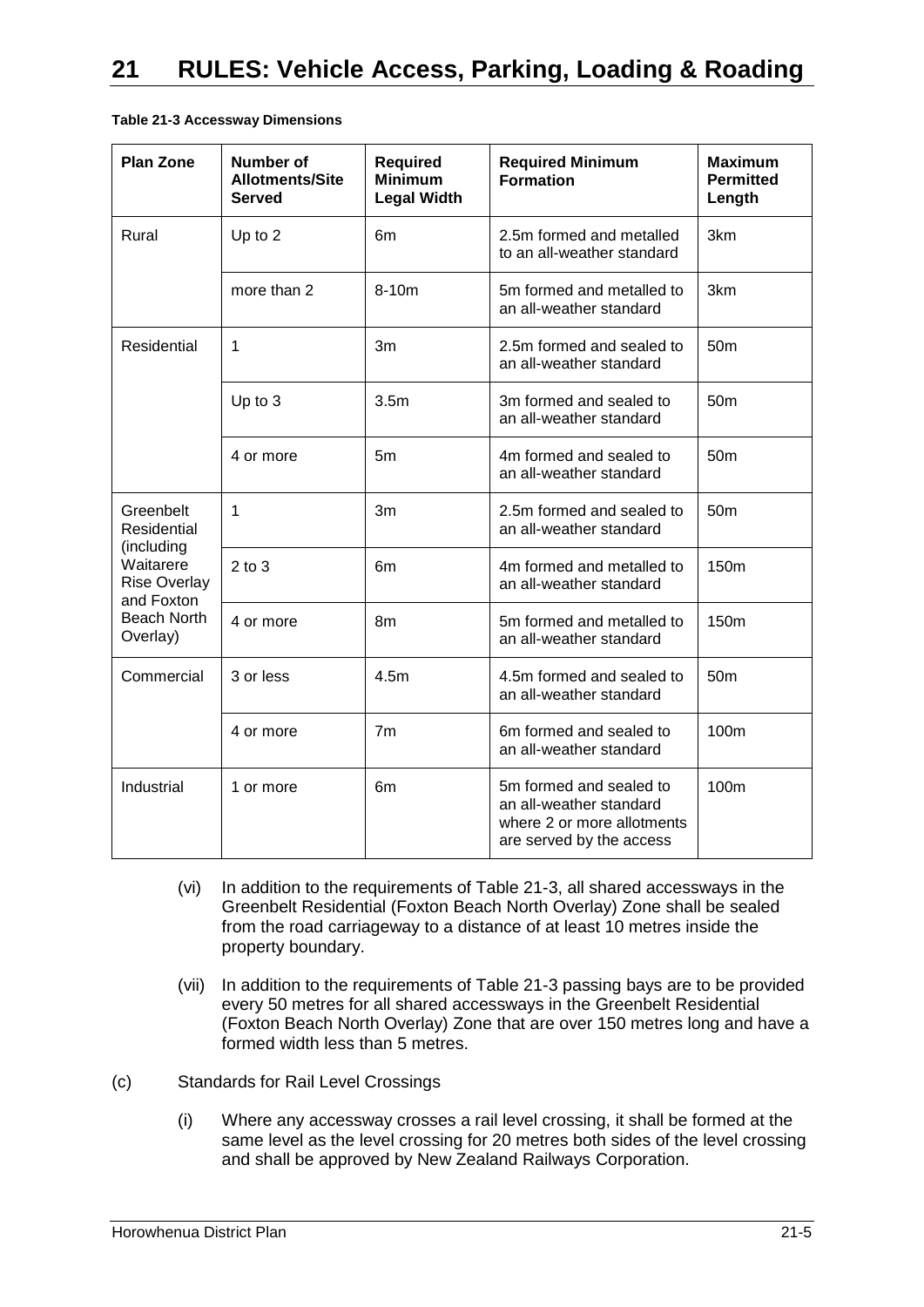**Table 21-3 Accessway Dimensions**

| Plan Zone | Number of Allotments/Site Served | Required Minimum Legal Width | Required Minimum Formation | Maximum Permitted Length |
|---|---|---|---|---|
| Rural | Up to 2 | 6m | 2.5m formed and metalled to an all-weather standard | 3km |
| | more than 2 | 8-10m | 5m formed and metalled to an all-weather standard | 3km |
| Residential | 1 | 3m | 2.5m formed and sealed to an all-weather standard | 50m |
| | Up to 3 | 3.5m | 3m formed and sealed to an all-weather standard | 50m |
| | 4 or more | 5m | 4m formed and sealed to an all-weather standard | 50m |
| Greenbelt Residential (including Waitarere Rise Overlay and Foxton Beach North Overlay) | 1 | 3m | 2.5m formed and sealed to an all-weather standard | 50m |
| | 2 to 3 | 6m | 4m formed and metalled to an all-weather standard | 150m |
| | 4 or more | 8m | 5m formed and metalled to an all-weather standard | 150m |
| Commercial | 3 or less | 4.5m | 4.5m formed and sealed to an all-weather standard | 50m |
| | 4 or more | 7m | 6m formed and sealed to an all-weather standard | 100m |
| Industrial | 1 or more | 6m | 5m formed and sealed to an all-weather standard where 2 or more allotments are served by the access | 100m |

(vi) In addition to the requirements of Table 21-3, all shared accessways in the Greenbelt Residential (Foxton Beach North Overlay) Zone shall be sealed from the road carriageway to a distance of at least 10 metres inside the property boundary.

(vii) In addition to the requirements of Table 21-3 passing bays are to be provided every 50 metres for all shared accessways in the Greenbelt Residential (Foxton Beach North Overlay) Zone that are over 150 metres long and have a formed width less than 5 metres.

(c) Standards for Rail Level Crossings

(i) Where any accessway crosses a rail level crossing, it shall be formed at the same level as the level crossing for 20 metres both sides of the level crossing and shall be approved by New Zealand Railways Corporation.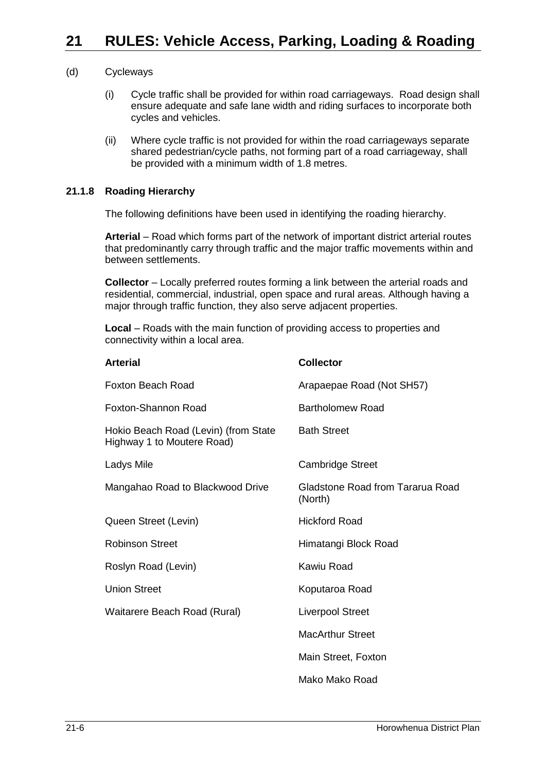(d) Cycleways

(i) Cycle traffic shall be provided for within road carriageways. Road design shall ensure adequate and safe lane width and riding surfaces to incorporate both cycles and vehicles.

(ii) Where cycle traffic is not provided for within the road carriageways separate shared pedestrian/cycle paths, not forming part of a road carriageway, shall be provided with a minimum width of 1.8 metres.

### 21.1.8 Roading Hierarchy

The following definitions have been used in identifying the roading hierarchy.

**Arterial** – Road which forms part of the network of important district arterial routes that predominantly carry through traffic and the major traffic movements within and between settlements.

**Collector** – Locally preferred routes forming a link between the arterial roads and residential, commercial, industrial, open space and rural areas. Although having a major through traffic function, they also serve adjacent properties.

**Local** – Roads with the main function of providing access to properties and connectivity within a local area.

| **Arterial** | **Collector** |
|---|---|
| Foxton Beach Road | Arapaepae Road (Not SH57) |
| Foxton-Shannon Road | Bartholomew Road |
| Hokio Beach Road (Levin) (from State Highway 1 to Moutere Road) | Bath Street |
| Ladys Mile | Cambridge Street |
| Mangahao Road to Blackwood Drive | Gladstone Road from Tararua Road (North) |
| Queen Street (Levin) | Hickford Road |
| Robinson Street | Himatangi Block Road |
| Roslyn Road (Levin) | Kawiu Road |
| Union Street | Koputaroa Road |
| Waitarere Beach Road (Rural) | Liverpool Street |
| | MacArthur Street |
| | Main Street, Foxton |
| | Mako Mako Road |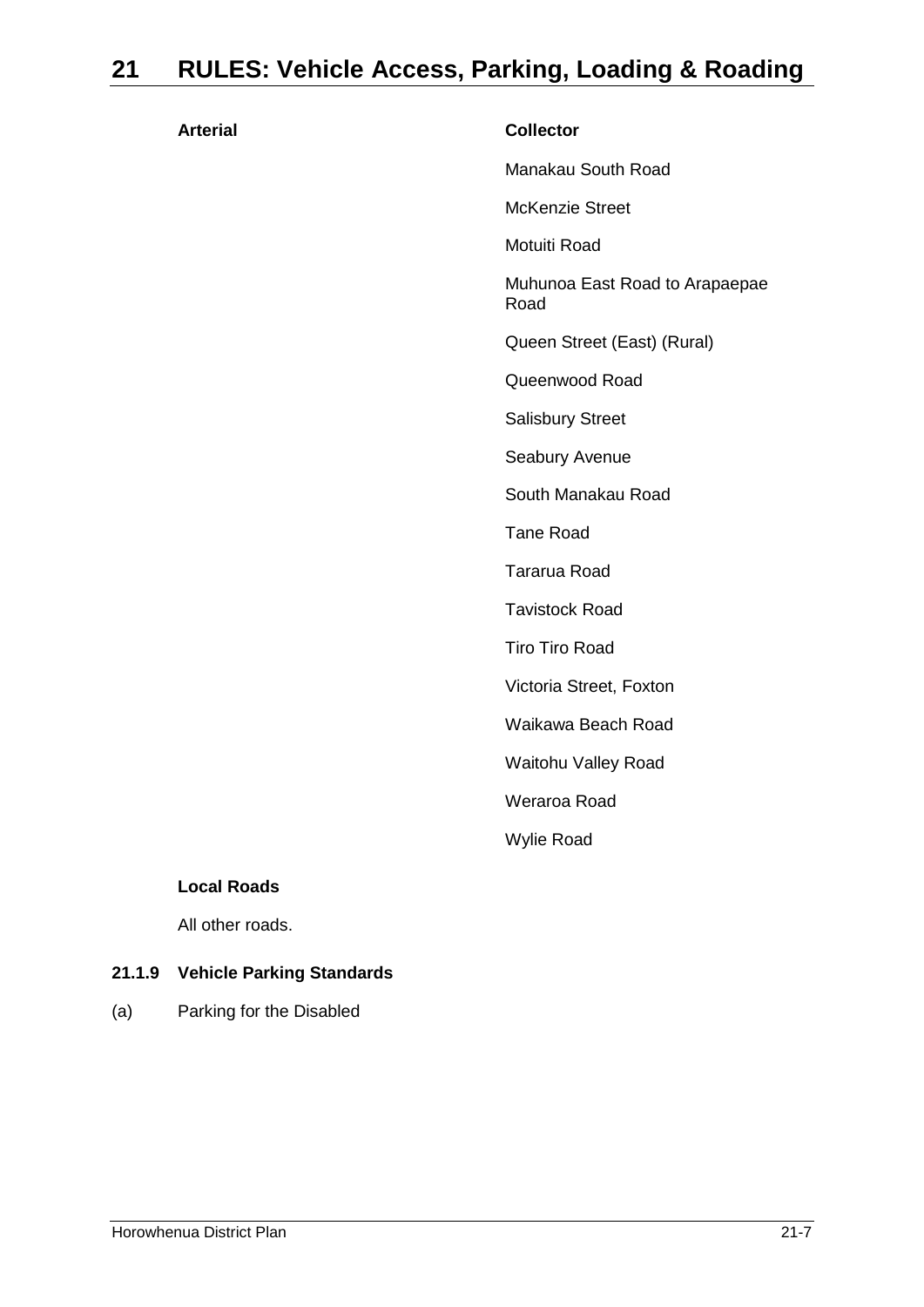| Arterial | Collector |
| --- | --- |
| | Manakau South Road |
| | McKenzie Street |
| | Motuiti Road |
| | Muhunoa East Road to Arapaepae Road |
| | Queen Street (East) (Rural) |
| | Queenwood Road |
| | Salisbury Street |
| | Seabury Avenue |
| | South Manakau Road |
| | Tane Road |
| | Tararua Road |
| | Tavistock Road |
| | Tiro Tiro Road |
| | Victoria Street, Foxton |
| | Waikawa Beach Road |
| | Waitohu Valley Road |
| | Weraroa Road |
| | Wylie Road |

**Local Roads**

All other roads.

#### 21.1.9 Vehicle Parking Standards

(a) Parking for the Disabled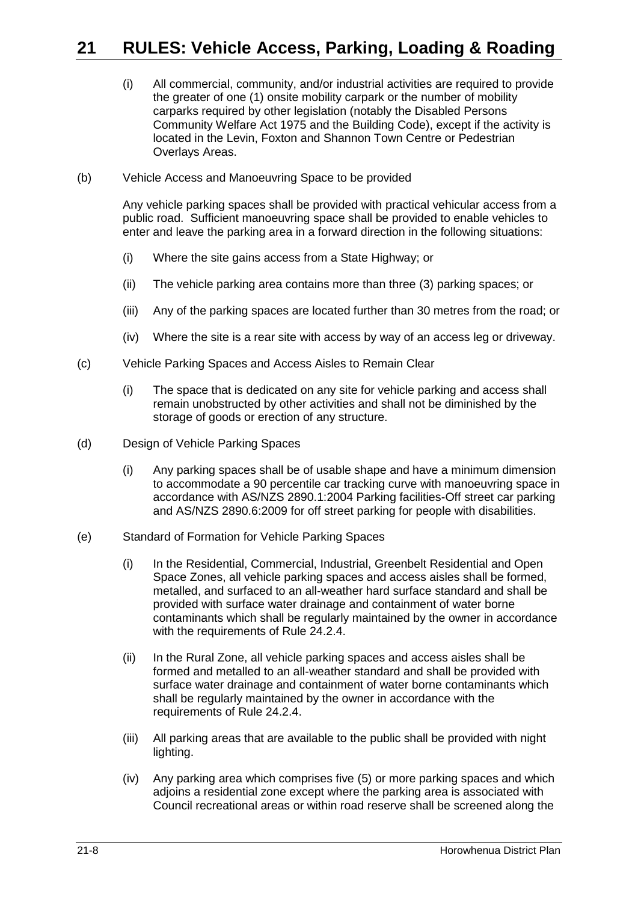(i) All commercial, community, and/or industrial activities are required to provide the greater of one (1) onsite mobility carpark or the number of mobility carparks required by other legislation (notably the Disabled Persons Community Welfare Act 1975 and the Building Code), except if the activity is located in the Levin, Foxton and Shannon Town Centre or Pedestrian Overlays Areas.

(b) Vehicle Access and Manoeuvring Space to be provided

Any vehicle parking spaces shall be provided with practical vehicular access from a public road. Sufficient manoeuvring space shall be provided to enable vehicles to enter and leave the parking area in a forward direction in the following situations:

(i) Where the site gains access from a State Highway; or

(ii) The vehicle parking area contains more than three (3) parking spaces; or

(iii) Any of the parking spaces are located further than 30 metres from the road; or

(iv) Where the site is a rear site with access by way of an access leg or driveway.

(c) Vehicle Parking Spaces and Access Aisles to Remain Clear

(i) The space that is dedicated on any site for vehicle parking and access shall remain unobstructed by other activities and shall not be diminished by the storage of goods or erection of any structure.

(d) Design of Vehicle Parking Spaces

(i) Any parking spaces shall be of usable shape and have a minimum dimension to accommodate a 90 percentile car tracking curve with manoeuvring space in accordance with AS/NZS 2890.1:2004 Parking facilities-Off street car parking and AS/NZS 2890.6:2009 for off street parking for people with disabilities.

(e) Standard of Formation for Vehicle Parking Spaces

(i) In the Residential, Commercial, Industrial, Greenbelt Residential and Open Space Zones, all vehicle parking spaces and access aisles shall be formed, metalled, and surfaced to an all-weather hard surface standard and shall be provided with surface water drainage and containment of water borne contaminants which shall be regularly maintained by the owner in accordance with the requirements of Rule 24.2.4.

(ii) In the Rural Zone, all vehicle parking spaces and access aisles shall be formed and metalled to an all-weather standard and shall be provided with surface water drainage and containment of water borne contaminants which shall be regularly maintained by the owner in accordance with the requirements of Rule 24.2.4.

(iii) All parking areas that are available to the public shall be provided with night lighting.

(iv) Any parking area which comprises five (5) or more parking spaces and which adjoins a residential zone except where the parking area is associated with Council recreational areas or within road reserve shall be screened along the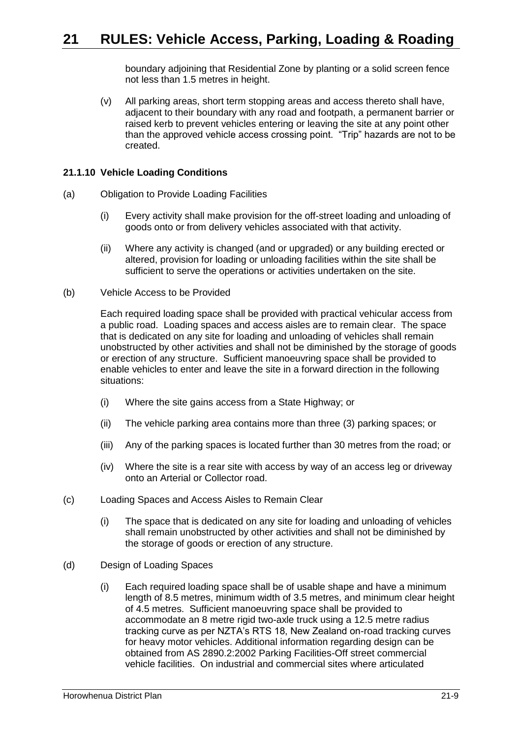boundary adjoining that Residential Zone by planting or a solid screen fence not less than 1.5 metres in height.

(v) All parking areas, short term stopping areas and access thereto shall have, adjacent to their boundary with any road and footpath, a permanent barrier or raised kerb to prevent vehicles entering or leaving the site at any point other than the approved vehicle access crossing point. "Trip" hazards are not to be created.

### 21.1.10 Vehicle Loading Conditions

(a) Obligation to Provide Loading Facilities

(i) Every activity shall make provision for the off-street loading and unloading of goods onto or from delivery vehicles associated with that activity.

(ii) Where any activity is changed (and or upgraded) or any building erected or altered, provision for loading or unloading facilities within the site shall be sufficient to serve the operations or activities undertaken on the site.

(b) Vehicle Access to be Provided

Each required loading space shall be provided with practical vehicular access from a public road. Loading spaces and access aisles are to remain clear. The space that is dedicated on any site for loading and unloading of vehicles shall remain unobstructed by other activities and shall not be diminished by the storage of goods or erection of any structure. Sufficient manoeuvring space shall be provided to enable vehicles to enter and leave the site in a forward direction in the following situations:

(i) Where the site gains access from a State Highway; or

(ii) The vehicle parking area contains more than three (3) parking spaces; or

(iii) Any of the parking spaces is located further than 30 metres from the road; or

(iv) Where the site is a rear site with access by way of an access leg or driveway onto an Arterial or Collector road.

(c) Loading Spaces and Access Aisles to Remain Clear

(i) The space that is dedicated on any site for loading and unloading of vehicles shall remain unobstructed by other activities and shall not be diminished by the storage of goods or erection of any structure.

(d) Design of Loading Spaces

(i) Each required loading space shall be of usable shape and have a minimum length of 8.5 metres, minimum width of 3.5 metres, and minimum clear height of 4.5 metres. Sufficient manoeuvring space shall be provided to accommodate an 8 metre rigid two-axle truck using a 12.5 metre radius tracking curve as per NZTA's RTS 18, New Zealand on-road tracking curves for heavy motor vehicles. Additional information regarding design can be obtained from AS 2890.2:2002 Parking Facilities-Off street commercial vehicle facilities. On industrial and commercial sites where articulated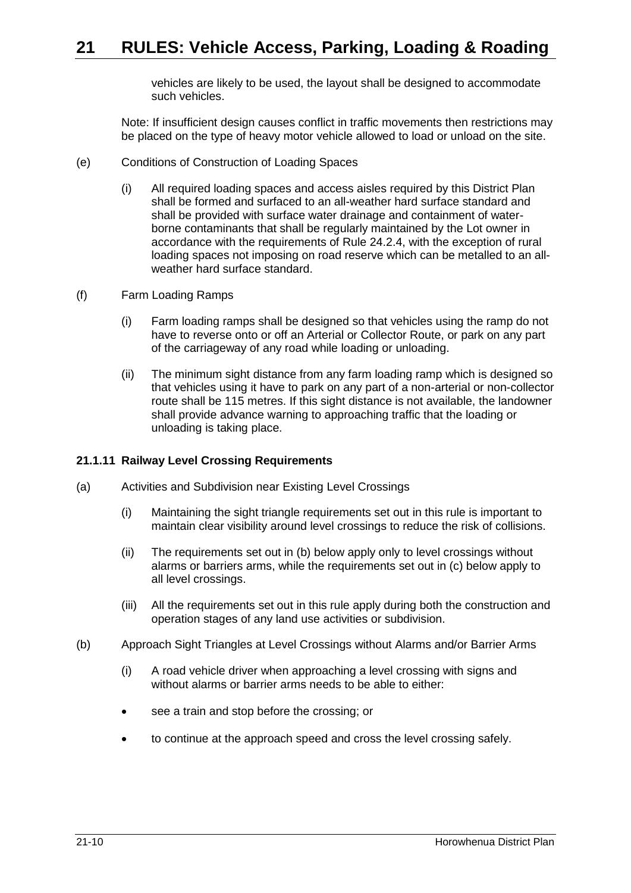vehicles are likely to be used, the layout shall be designed to accommodate such vehicles.

Note: If insufficient design causes conflict in traffic movements then restrictions may be placed on the type of heavy motor vehicle allowed to load or unload on the site.

(e) Conditions of Construction of Loading Spaces

(i) All required loading spaces and access aisles required by this District Plan shall be formed and surfaced to an all-weather hard surface standard and shall be provided with surface water drainage and containment of water-borne contaminants that shall be regularly maintained by the Lot owner in accordance with the requirements of Rule 24.2.4, with the exception of rural loading spaces not imposing on road reserve which can be metalled to an all-weather hard surface standard.

(f) Farm Loading Ramps

(i) Farm loading ramps shall be designed so that vehicles using the ramp do not have to reverse onto or off an Arterial or Collector Route, or park on any part of the carriageway of any road while loading or unloading.

(ii) The minimum sight distance from any farm loading ramp which is designed so that vehicles using it have to park on any part of a non-arterial or non-collector route shall be 115 metres. If this sight distance is not available, the landowner shall provide advance warning to approaching traffic that the loading or unloading is taking place.

#### 21.1.11 Railway Level Crossing Requirements

(a) Activities and Subdivision near Existing Level Crossings

(i) Maintaining the sight triangle requirements set out in this rule is important to maintain clear visibility around level crossings to reduce the risk of collisions.

(ii) The requirements set out in (b) below apply only to level crossings without alarms or barriers arms, while the requirements set out in (c) below apply to all level crossings.

(iii) All the requirements set out in this rule apply during both the construction and operation stages of any land use activities or subdivision.

(b) Approach Sight Triangles at Level Crossings without Alarms and/or Barrier Arms

(i) A road vehicle driver when approaching a level crossing with signs and without alarms or barrier arms needs to be able to either:

- see a train and stop before the crossing; or
- to continue at the approach speed and cross the level crossing safely.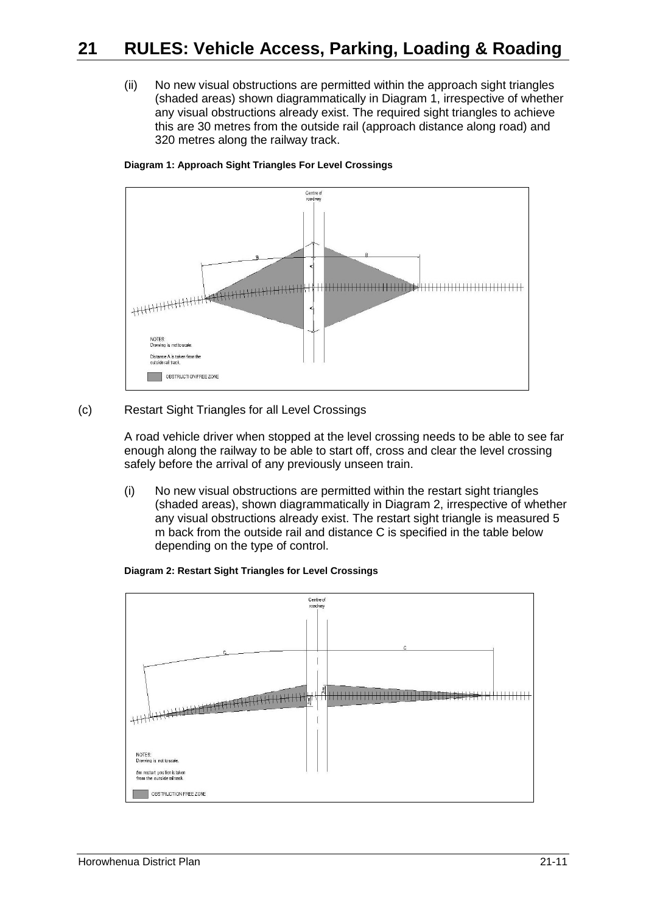# 21 RULES: Vehicle Access, Parking, Loading & Roading

(ii) No new visual obstructions are permitted within the approach sight triangles (shaded areas) shown diagrammatically in Diagram 1, irrespective of whether any visual obstructions already exist. The required sight triangles to achieve this are 30 metres from the outside rail (approach distance along road) and 320 metres along the railway track.

**Diagram 1: Approach Sight Triangles For Level Crossings**

Centre of roadway

B

B

A

A

NOTES:
Drawing is not to scale.

Distance A is taken from the outside rail track.

OBSTRUCTION FREE ZONE

(c) Restart Sight Triangles for all Level Crossings

A road vehicle driver when stopped at the level crossing needs to be able to see far enough along the railway to be able to start off, cross and clear the level crossing safely before the arrival of any previously unseen train.

(i) No new visual obstructions are permitted within the restart sight triangles (shaded areas), shown diagrammatically in Diagram 2, irrespective of whether any visual obstructions already exist. The restart sight triangle is measured 5 m back from the outside rail and distance C is specified in the table below depending on the type of control.

**Diagram 2: Restart Sight Triangles for Level Crossings**

Centre of roadway

C

C

5m

5m

NOTES:
Drawing is not to scale.

5m restart position is taken from the outside rail track.

OBSTRUCTION FREE ZONE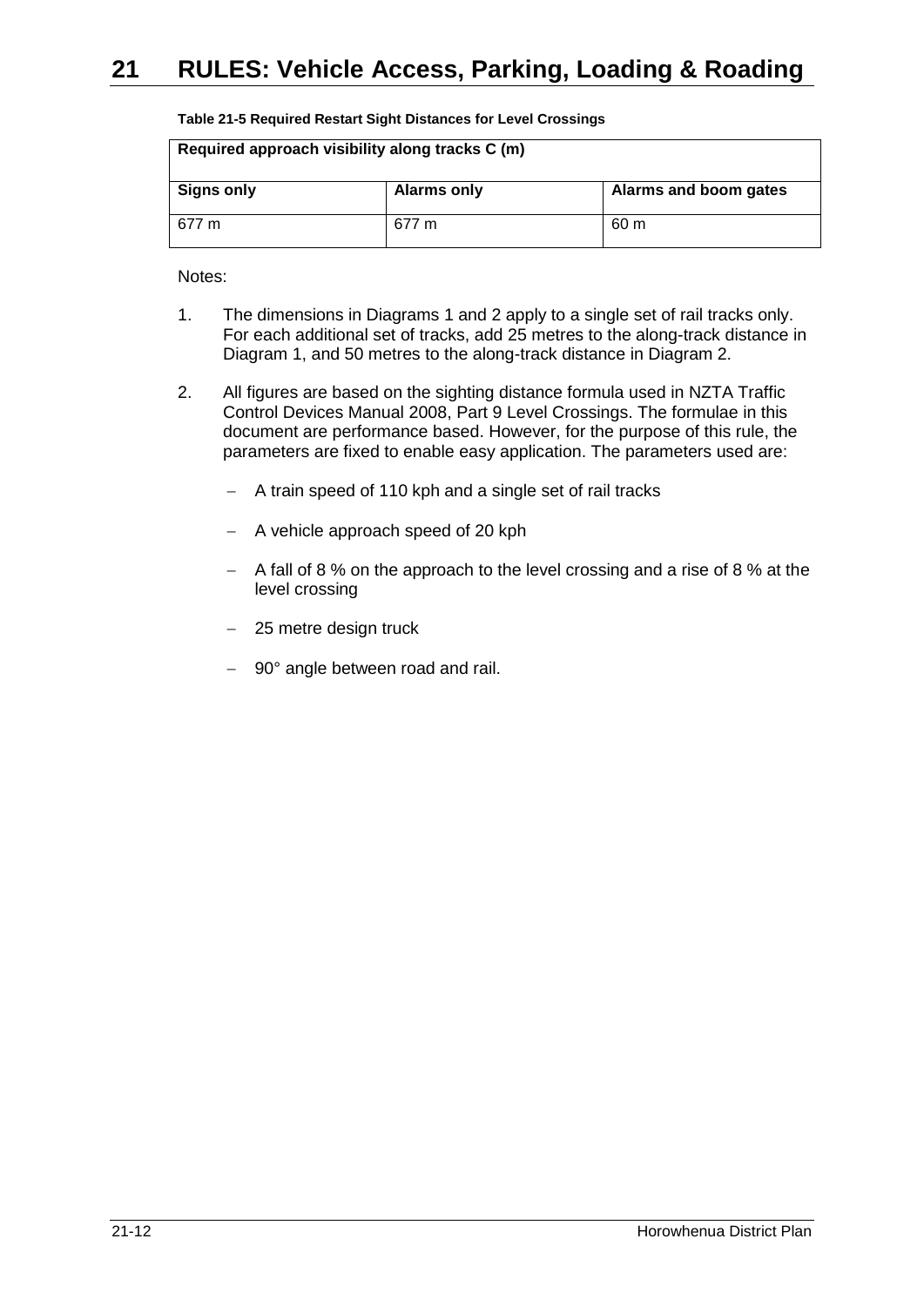**Table 21-5 Required Restart Sight Distances for Level Crossings**

| Required approach visibility along tracks C (m) | | |
|---|---|---|
| **Signs only** | **Alarms only** | **Alarms and boom gates** |
| 677 m | 677 m | 60 m |

Notes:

1. The dimensions in Diagrams 1 and 2 apply to a single set of rail tracks only. For each additional set of tracks, add 25 metres to the along-track distance in Diagram 1, and 50 metres to the along-track distance in Diagram 2.

2. All figures are based on the sighting distance formula used in NZTA Traffic Control Devices Manual 2008, Part 9 Level Crossings. The formulae in this document are performance based. However, for the purpose of this rule, the parameters are fixed to enable easy application. The parameters used are:

   - A train speed of 110 kph and a single set of rail tracks
   - A vehicle approach speed of 20 kph
   - A fall of 8 % on the approach to the level crossing and a rise of 8 % at the level crossing
   - 25 metre design truck
   - 90° angle between road and rail.